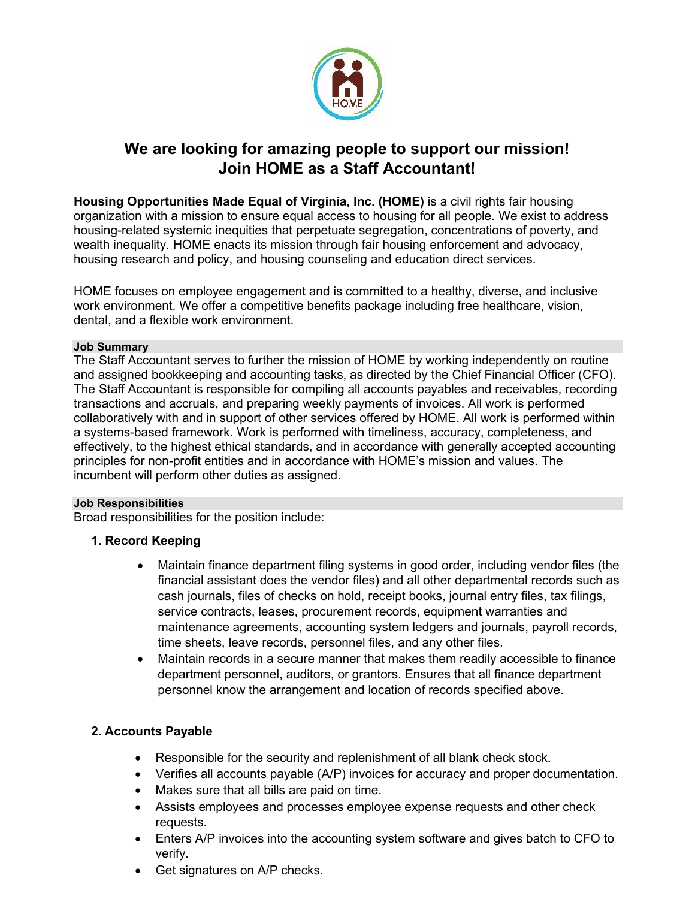# We are looking for amazing people to support our mission!
# Join HOME as a Staff Accountant!

**Housing Opportunities Made Equal of Virginia, Inc. (HOME)** is a civil rights fair housing organization with a mission to ensure equal access to housing for all people. We exist to address housing-related systemic inequities that perpetuate segregation, concentrations of poverty, and wealth inequality. HOME enacts its mission through fair housing enforcement and advocacy, housing research and policy, and housing counseling and education direct services.

HOME focuses on employee engagement and is committed to a healthy, diverse, and inclusive work environment. We offer a competitive benefits package including free healthcare, vision, dental, and a flexible work environment.

## Job Summary

The Staff Accountant serves to further the mission of HOME by working independently on routine and assigned bookkeeping and accounting tasks, as directed by the Chief Financial Officer (CFO). The Staff Accountant is responsible for compiling all accounts payables and receivables, recording transactions and accruals, and preparing weekly payments of invoices. All work is performed collaboratively with and in support of other services offered by HOME. All work is performed within a systems-based framework. Work is performed with timeliness, accuracy, completeness, and effectively, to the highest ethical standards, and in accordance with generally accepted accounting principles for non-profit entities and in accordance with HOME's mission and values. The incumbent will perform other duties as assigned.

## Job Responsibilities

Broad responsibilities for the position include:

### 1. Record Keeping

- Maintain finance department filing systems in good order, including vendor files (the financial assistant does the vendor files) and all other departmental records such as cash journals, files of checks on hold, receipt books, journal entry files, tax filings, service contracts, leases, procurement records, equipment warranties and maintenance agreements, accounting system ledgers and journals, payroll records, time sheets, leave records, personnel files, and any other files.
- Maintain records in a secure manner that makes them readily accessible to finance department personnel, auditors, or grantors. Ensures that all finance department personnel know the arrangement and location of records specified above.

### 2. Accounts Payable

- Responsible for the security and replenishment of all blank check stock.
- Verifies all accounts payable (A/P) invoices for accuracy and proper documentation.
- Makes sure that all bills are paid on time.
- Assists employees and processes employee expense requests and other check requests.
- Enters A/P invoices into the accounting system software and gives batch to CFO to verify.
- Get signatures on A/P checks.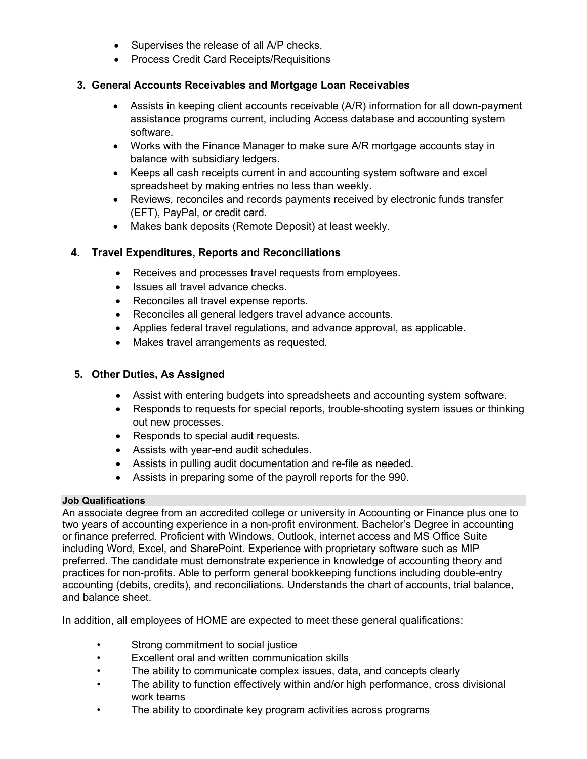- Supervises the release of all A/P checks.
- Process Credit Card Receipts/Requisitions

### 3. General Accounts Receivables and Mortgage Loan Receivables

- Assists in keeping client accounts receivable (A/R) information for all down-payment assistance programs current, including Access database and accounting system software.
- Works with the Finance Manager to make sure A/R mortgage accounts stay in balance with subsidiary ledgers.
- Keeps all cash receipts current in and accounting system software and excel spreadsheet by making entries no less than weekly.
- Reviews, reconciles and records payments received by electronic funds transfer (EFT), PayPal, or credit card.
- Makes bank deposits (Remote Deposit) at least weekly.

### 4. Travel Expenditures, Reports and Reconciliations

- Receives and processes travel requests from employees.
- Issues all travel advance checks.
- Reconciles all travel expense reports.
- Reconciles all general ledgers travel advance accounts.
- Applies federal travel regulations, and advance approval, as applicable.
- Makes travel arrangements as requested.

### 5. Other Duties, As Assigned

- Assist with entering budgets into spreadsheets and accounting system software.
- Responds to requests for special reports, trouble-shooting system issues or thinking out new processes.
- Responds to special audit requests.
- Assists with year-end audit schedules.
- Assists in pulling audit documentation and re-file as needed.
- Assists in preparing some of the payroll reports for the 990.

**Job Qualifications**

An associate degree from an accredited college or university in Accounting or Finance plus one to two years of accounting experience in a non-profit environment. Bachelor's Degree in accounting or finance preferred. Proficient with Windows, Outlook, internet access and MS Office Suite including Word, Excel, and SharePoint. Experience with proprietary software such as MIP preferred. The candidate must demonstrate experience in knowledge of accounting theory and practices for non-profits. Able to perform general bookkeeping functions including double-entry accounting (debits, credits), and reconciliations. Understands the chart of accounts, trial balance, and balance sheet.

In addition, all employees of HOME are expected to meet these general qualifications:

- Strong commitment to social justice
- Excellent oral and written communication skills
- The ability to communicate complex issues, data, and concepts clearly
- The ability to function effectively within and/or high performance, cross divisional work teams
- The ability to coordinate key program activities across programs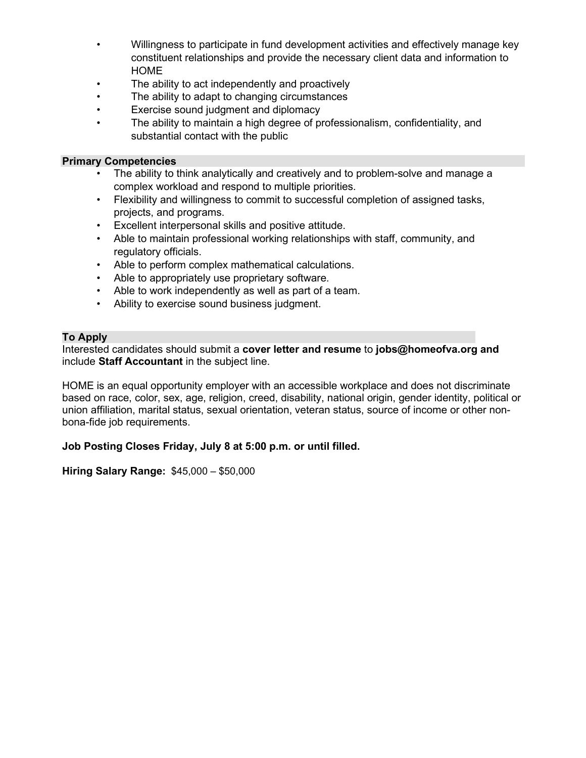- Willingness to participate in fund development activities and effectively manage key constituent relationships and provide the necessary client data and information to HOME
- The ability to act independently and proactively
- The ability to adapt to changing circumstances
- Exercise sound judgment and diplomacy
- The ability to maintain a high degree of professionalism, confidentiality, and substantial contact with the public

## Primary Competencies

- The ability to think analytically and creatively and to problem-solve and manage a complex workload and respond to multiple priorities.
- Flexibility and willingness to commit to successful completion of assigned tasks, projects, and programs.
- Excellent interpersonal skills and positive attitude.
- Able to maintain professional working relationships with staff, community, and regulatory officials.
- Able to perform complex mathematical calculations.
- Able to appropriately use proprietary software.
- Able to work independently as well as part of a team.
- Ability to exercise sound business judgment.

## To Apply

Interested candidates should submit a **cover letter and resume** to **jobs@homeofva.org and** include **Staff Accountant** in the subject line.

HOME is an equal opportunity employer with an accessible workplace and does not discriminate based on race, color, sex, age, religion, creed, disability, national origin, gender identity, political or union affiliation, marital status, sexual orientation, veteran status, source of income or other non-bona-fide job requirements.

**Job Posting Closes Friday, July 8 at 5:00 p.m. or until filled.**

**Hiring Salary Range:** $45,000 – $50,000